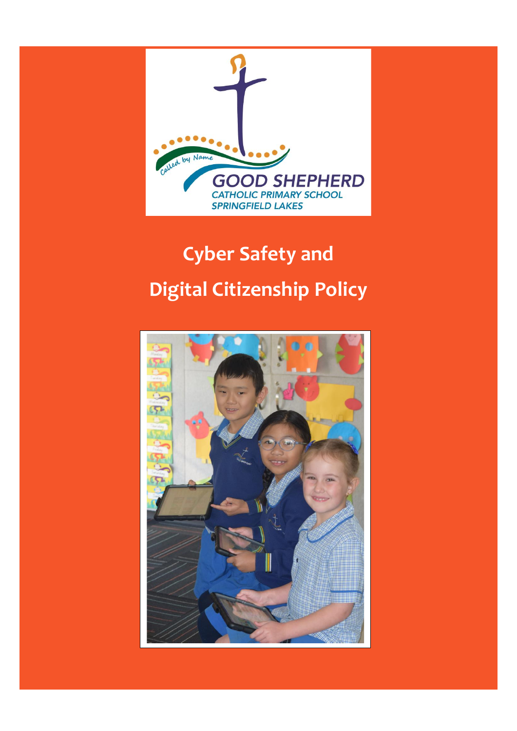GOOD SHEPHERD
CATHOLIC PRIMARY SCHOOL
SPRINGFIELD LAKES

Called by Name

# Cyber Safety and Digital Citizenship Policy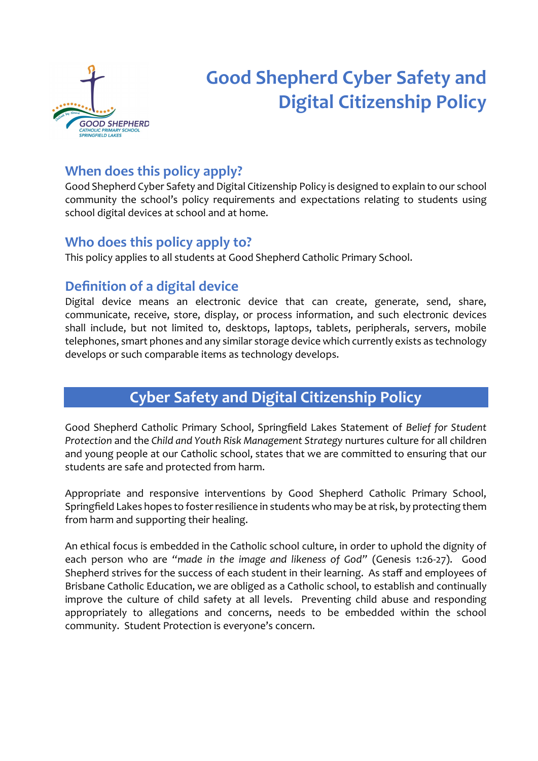# Good Shepherd Cyber Safety and Digital Citizenship Policy

## When does this policy apply?

Good Shepherd Cyber Safety and Digital Citizenship Policy is designed to explain to our school community the school's policy requirements and expectations relating to students using school digital devices at school and at home.

## Who does this policy apply to?

This policy applies to all students at Good Shepherd Catholic Primary School.

## Definition of a digital device

Digital device means an electronic device that can create, generate, send, share, communicate, receive, store, display, or process information, and such electronic devices shall include, but not limited to, desktops, laptops, tablets, peripherals, servers, mobile telephones, smart phones and any similar storage device which currently exists as technology develops or such comparable items as technology develops.

## Cyber Safety and Digital Citizenship Policy

Good Shepherd Catholic Primary School, Springfield Lakes Statement of *Belief for Student Protection* and the *Child and Youth Risk Management Strategy* nurtures culture for all children and young people at our Catholic school, states that we are committed to ensuring that our students are safe and protected from harm.

Appropriate and responsive interventions by Good Shepherd Catholic Primary School, Springfield Lakes hopes to foster resilience in students who may be at risk, by protecting them from harm and supporting their healing.

An ethical focus is embedded in the Catholic school culture, in order to uphold the dignity of each person who are *"made in the image and likeness of God"* (Genesis 1:26-27). Good Shepherd strives for the success of each student in their learning. As staff and employees of Brisbane Catholic Education, we are obliged as a Catholic school, to establish and continually improve the culture of child safety at all levels. Preventing child abuse and responding appropriately to allegations and concerns, needs to be embedded within the school community. Student Protection is everyone's concern.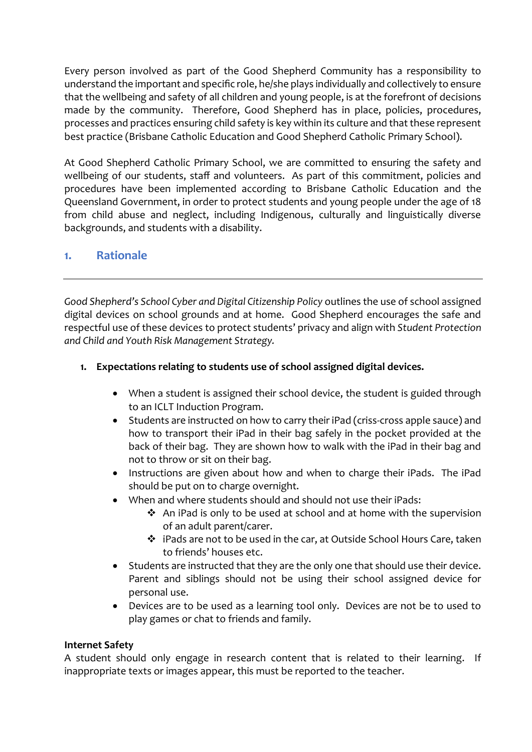Every person involved as part of the Good Shepherd Community has a responsibility to understand the important and specific role, he/she plays individually and collectively to ensure that the wellbeing and safety of all children and young people, is at the forefront of decisions made by the community. Therefore, Good Shepherd has in place, policies, procedures, processes and practices ensuring child safety is key within its culture and that these represent best practice (Brisbane Catholic Education and Good Shepherd Catholic Primary School).

At Good Shepherd Catholic Primary School, we are committed to ensuring the safety and wellbeing of our students, staff and volunteers. As part of this commitment, policies and procedures have been implemented according to Brisbane Catholic Education and the Queensland Government, in order to protect students and young people under the age of 18 from child abuse and neglect, including Indigenous, culturally and linguistically diverse backgrounds, and students with a disability.

## 1. Rationale

---

*Good Shepherd's School Cyber and Digital Citizenship Policy* outlines the use of school assigned digital devices on school grounds and at home. Good Shepherd encourages the safe and respectful use of these devices to protect students' privacy and align with *Student Protection and Child and Youth Risk Management Strategy.*

### 1. Expectations relating to students use of school assigned digital devices.

- When a student is assigned their school device, the student is guided through to an ICLT Induction Program.
- Students are instructed on how to carry their iPad (criss-cross apple sauce) and how to transport their iPad in their bag safely in the pocket provided at the back of their bag. They are shown how to walk with the iPad in their bag and not to throw or sit on their bag.
- Instructions are given about how and when to charge their iPads. The iPad should be put on to charge overnight.
- When and where students should and should not use their iPads:
  - ❖ An iPad is only to be used at school and at home with the supervision of an adult parent/carer.
  - ❖ iPads are not to be used in the car, at Outside School Hours Care, taken to friends' houses etc.
- Students are instructed that they are the only one that should use their device. Parent and siblings should not be using their school assigned device for personal use.
- Devices are to be used as a learning tool only. Devices are not be to used to play games or chat to friends and family.

**Internet Safety**
A student should only engage in research content that is related to their learning. If inappropriate texts or images appear, this must be reported to the teacher.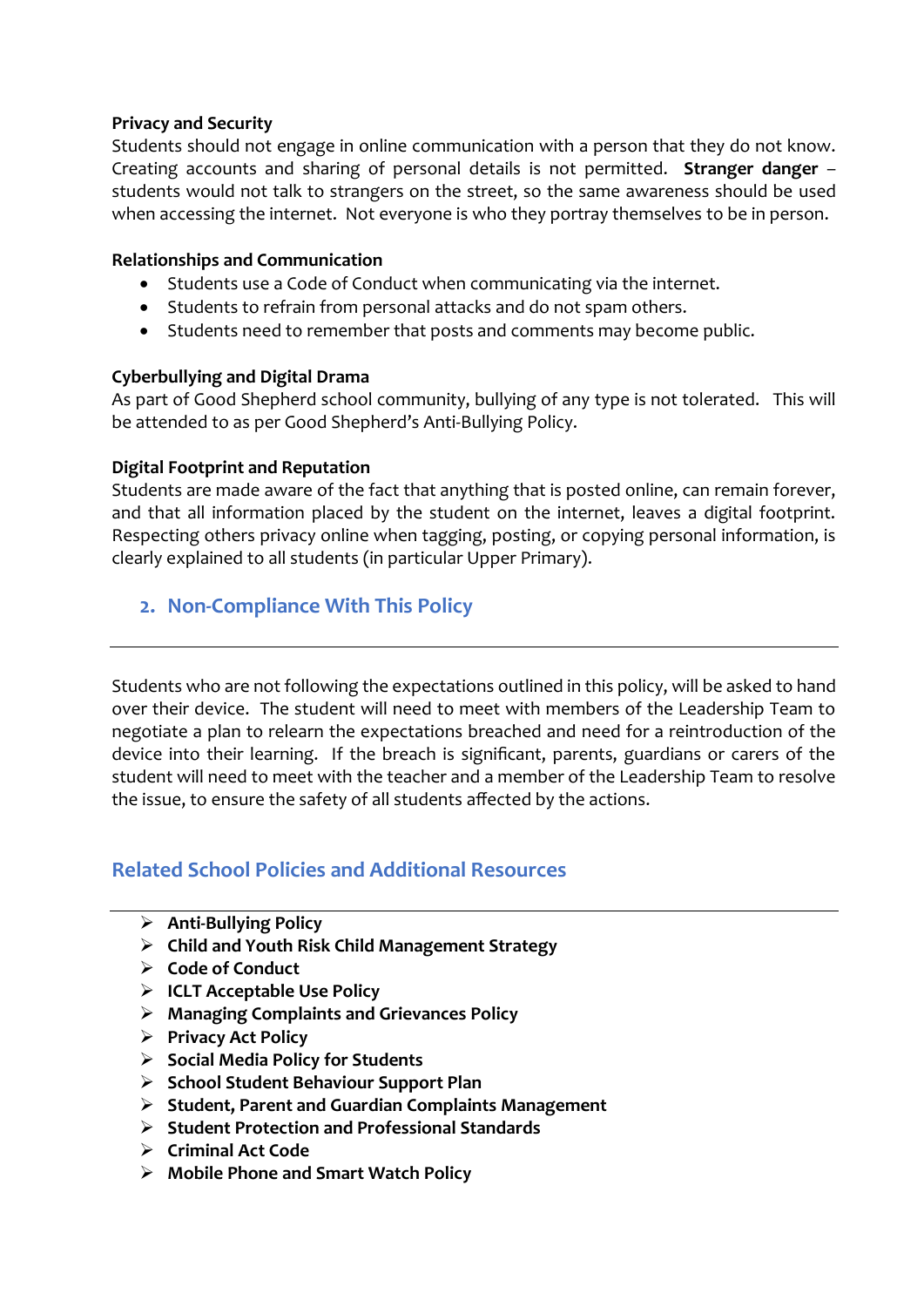**Privacy and Security**

Students should not engage in online communication with a person that they do not know. Creating accounts and sharing of personal details is not permitted. **Stranger danger** – students would not talk to strangers on the street, so the same awareness should be used when accessing the internet. Not everyone is who they portray themselves to be in person.

**Relationships and Communication**

- Students use a Code of Conduct when communicating via the internet.
- Students to refrain from personal attacks and do not spam others.
- Students need to remember that posts and comments may become public.

**Cyberbullying and Digital Drama**

As part of Good Shepherd school community, bullying of any type is not tolerated. This will be attended to as per Good Shepherd's Anti-Bullying Policy.

**Digital Footprint and Reputation**

Students are made aware of the fact that anything that is posted online, can remain forever, and that all information placed by the student on the internet, leaves a digital footprint. Respecting others privacy online when tagging, posting, or copying personal information, is clearly explained to all students (in particular Upper Primary).

## 2. Non-Compliance With This Policy

Students who are not following the expectations outlined in this policy, will be asked to hand over their device. The student will need to meet with members of the Leadership Team to negotiate a plan to relearn the expectations breached and need for a reintroduction of the device into their learning. If the breach is significant, parents, guardians or carers of the student will need to meet with the teacher and a member of the Leadership Team to resolve the issue, to ensure the safety of all students affected by the actions.

## Related School Policies and Additional Resources

- **Anti-Bullying Policy**
- **Child and Youth Risk Child Management Strategy**
- **Code of Conduct**
- **ICLT Acceptable Use Policy**
- **Managing Complaints and Grievances Policy**
- **Privacy Act Policy**
- **Social Media Policy for Students**
- **School Student Behaviour Support Plan**
- **Student, Parent and Guardian Complaints Management**
- **Student Protection and Professional Standards**
- **Criminal Act Code**
- **Mobile Phone and Smart Watch Policy**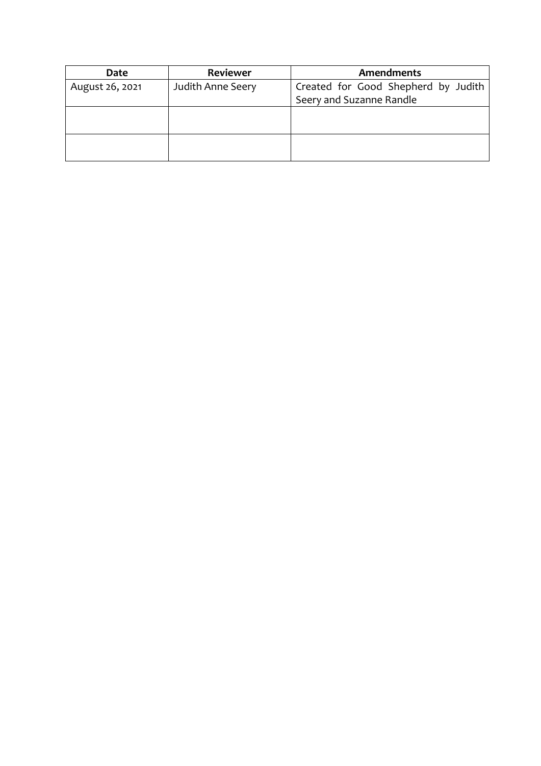| Date | Reviewer | Amendments |
|---|---|---|
| August 26, 2021 | Judith Anne Seery | Created for Good Shepherd by Judith Seery and Suzanne Randle |
| | | |
| | | |